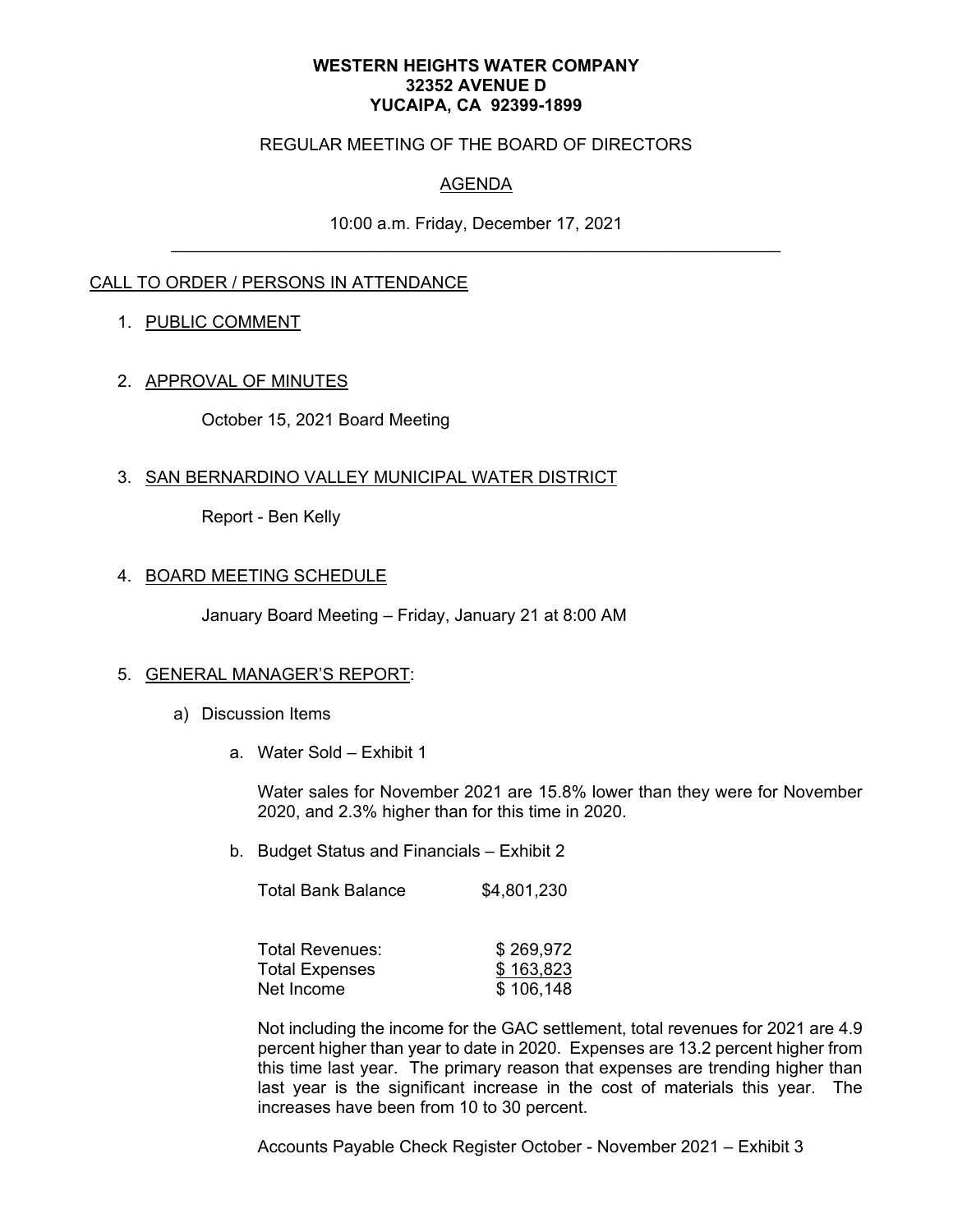**WESTERN HEIGHTS WATER COMPANY**
**32352 AVENUE D**
**YUCAIPA, CA 92399-1899**

REGULAR MEETING OF THE BOARD OF DIRECTORS

AGENDA

10:00 a.m. Friday, December 17, 2021

---

CALL TO ORDER / PERSONS IN ATTENDANCE

1. PUBLIC COMMENT

2. APPROVAL OF MINUTES

   October 15, 2021 Board Meeting

3. SAN BERNARDINO VALLEY MUNICIPAL WATER DISTRICT

   Report - Ben Kelly

4. BOARD MEETING SCHEDULE

   January Board Meeting – Friday, January 21 at 8:00 AM

5. GENERAL MANAGER'S REPORT:

   a) Discussion Items

      a. Water Sold – Exhibit 1

         Water sales for November 2021 are 15.8% lower than they were for November 2020, and 2.3% higher than for this time in 2020.

      b. Budget Status and Financials – Exhibit 2

         | | |
         |---|---|
         | Total Bank Balance | $4,801,230 |
         | | |
         | Total Revenues: | $ 269,972 |
         | Total Expenses | $ 163,823 |
         | Net Income | $ 106,148 |

         Not including the income for the GAC settlement, total revenues for 2021 are 4.9 percent higher than year to date in 2020. Expenses are 13.2 percent higher from this time last year. The primary reason that expenses are trending higher than last year is the significant increase in the cost of materials this year. The increases have been from 10 to 30 percent.

         Accounts Payable Check Register October - November 2021 – Exhibit 3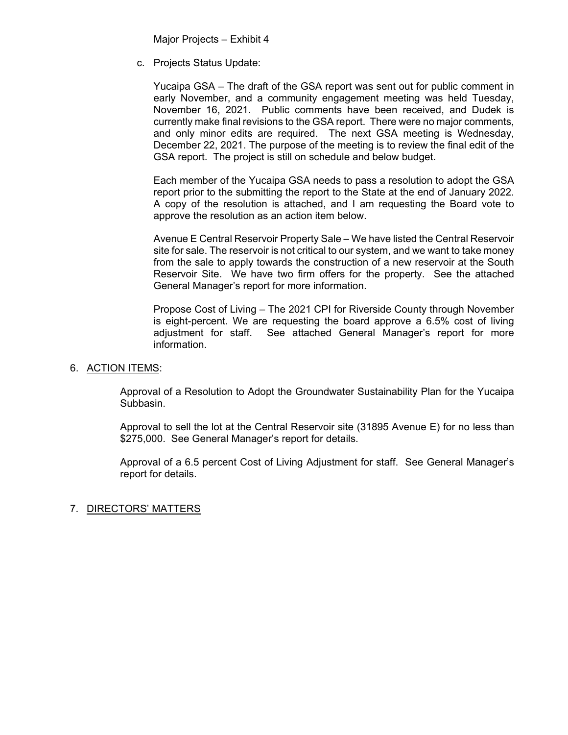Major Projects – Exhibit 4

c. Projects Status Update:

   Yucaipa GSA – The draft of the GSA report was sent out for public comment in early November, and a community engagement meeting was held Tuesday, November 16, 2021. Public comments have been received, and Dudek is currently make final revisions to the GSA report. There were no major comments, and only minor edits are required. The next GSA meeting is Wednesday, December 22, 2021. The purpose of the meeting is to review the final edit of the GSA report. The project is still on schedule and below budget.

   Each member of the Yucaipa GSA needs to pass a resolution to adopt the GSA report prior to the submitting the report to the State at the end of January 2022. A copy of the resolution is attached, and I am requesting the Board vote to approve the resolution as an action item below.

   Avenue E Central Reservoir Property Sale – We have listed the Central Reservoir site for sale. The reservoir is not critical to our system, and we want to take money from the sale to apply towards the construction of a new reservoir at the South Reservoir Site. We have two firm offers for the property. See the attached General Manager's report for more information.

   Propose Cost of Living – The 2021 CPI for Riverside County through November is eight-percent. We are requesting the board approve a 6.5% cost of living adjustment for staff. See attached General Manager's report for more information.

6. ACTION ITEMS:

   Approval of a Resolution to Adopt the Groundwater Sustainability Plan for the Yucaipa Subbasin.

   Approval to sell the lot at the Central Reservoir site (31895 Avenue E) for no less than $275,000. See General Manager's report for details.

   Approval of a 6.5 percent Cost of Living Adjustment for staff. See General Manager's report for details.

7. DIRECTORS' MATTERS